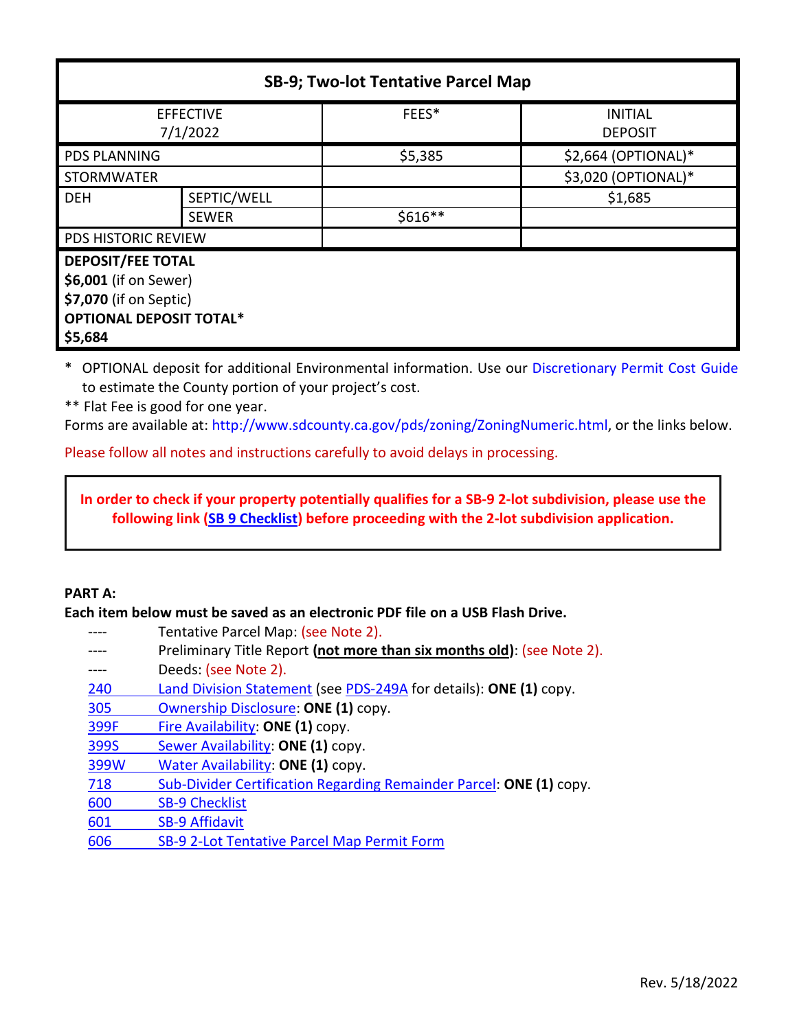| SB-9; Two-lot Tentative Parcel Map | | | |
|---|---|---|---|
| EFFECTIVE 7/1/2022 | | FEES* | INITIAL DEPOSIT |
| PDS PLANNING | | $5,385 | $2,664 (OPTIONAL)* |
| STORMWATER | | | $3,020 (OPTIONAL)* |
| DEH | SEPTIC/WELL | | $1,685 |
| | SEWER | $616** | |
| PDS HISTORIC REVIEW | | | |
| **DEPOSIT/FEE TOTAL** **$6,001** (if on Sewer) **$7,070** (if on Septic) **OPTIONAL DEPOSIT TOTAL*** **$5,684** | | | |

\* OPTIONAL deposit for additional Environmental information. Use our Discretionary Permit Cost Guide to estimate the County portion of your project's cost.

\*\* Flat Fee is good for one year.

Forms are available at: http://www.sdcounty.ca.gov/pds/zoning/ZoningNumeric.html, or the links below.

Please follow all notes and instructions carefully to avoid delays in processing.

> **In order to check if your property potentially qualifies for a SB-9 2-lot subdivision, please use the following link (SB 9 Checklist) before proceeding with the 2-lot subdivision application.**

**PART A:**

**Each item below must be saved as an electronic PDF file on a USB Flash Drive.**

| | |
|---|---|
| ---- | Tentative Parcel Map: (see Note 2). |
| ---- | Preliminary Title Report **(not more than six months old)**: (see Note 2). |
| ---- | Deeds: (see Note 2). |
| 240 | Land Division Statement (see PDS-249A for details): **ONE (1)** copy. |
| 305 | Ownership Disclosure: **ONE (1)** copy. |
| 399F | Fire Availability: **ONE (1)** copy. |
| 399S | Sewer Availability: **ONE (1)** copy. |
| 399W | Water Availability: **ONE (1)** copy. |
| 718 | Sub-Divider Certification Regarding Remainder Parcel: **ONE (1)** copy. |
| 600 | SB-9 Checklist |
| 601 | SB-9 Affidavit |
| 606 | SB-9 2-Lot Tentative Parcel Map Permit Form |

Rev. 5/18/2022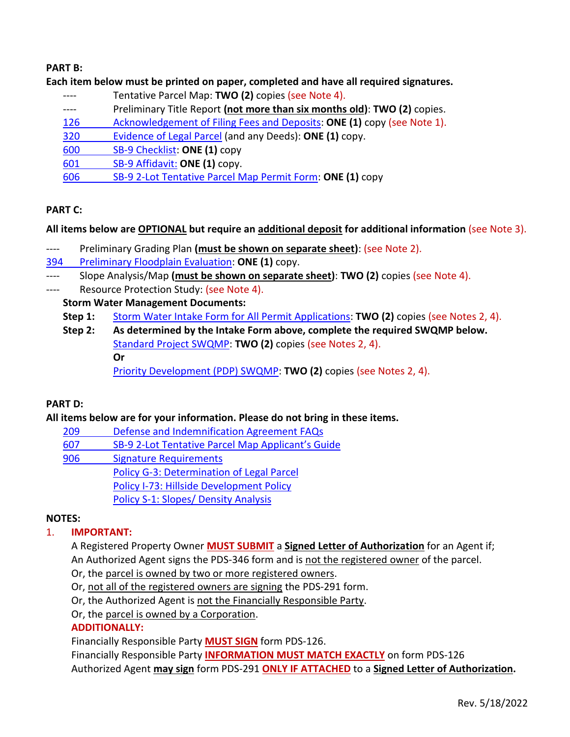**PART B:**

**Each item below must be printed on paper, completed and have all required signatures.**

- ---- Tentative Parcel Map: **TWO (2)** copies (see Note 4).
- ---- Preliminary Title Report **(not more than six months old)**: **TWO (2)** copies.
- 126 Acknowledgement of Filing Fees and Deposits: **ONE (1)** copy (see Note 1).
- 320 Evidence of Legal Parcel (and any Deeds): **ONE (1)** copy.
- 600 SB-9 Checklist: **ONE (1)** copy
- 601 SB-9 Affidavit: **ONE (1)** copy.
- 606 SB-9 2-Lot Tentative Parcel Map Permit Form: **ONE (1)** copy

**PART C:**

**All items below are OPTIONAL but require an additional deposit for additional information** (see Note 3).

- ---- Preliminary Grading Plan **(must be shown on separate sheet)**: (see Note 2).
- 394 Preliminary Floodplain Evaluation: **ONE (1)** copy.
- ---- Slope Analysis/Map **(must be shown on separate sheet)**: **TWO (2)** copies (see Note 4).
- ---- Resource Protection Study: (see Note 4).

**Storm Water Management Documents:**

**Step 1:** Storm Water Intake Form for All Permit Applications: **TWO (2)** copies (see Notes 2, 4).

**Step 2:** **As determined by the Intake Form above, complete the required SWQMP below.**
Standard Project SWQMP: **TWO (2)** copies (see Notes 2, 4).
**Or**
Priority Development (PDP) SWQMP: **TWO (2)** copies (see Notes 2, 4).

**PART D:**

**All items below are for your information. Please do not bring in these items.**

- 209 Defense and Indemnification Agreement FAQs
- 607 SB-9 2-Lot Tentative Parcel Map Applicant's Guide
- 906 Signature Requirements
- Policy G-3: Determination of Legal Parcel
- Policy I-73: Hillside Development Policy
- Policy S-1: Slopes/ Density Analysis

**NOTES:**

1. **IMPORTANT:**

   A Registered Property Owner **MUST SUBMIT** a **Signed Letter of Authorization** for an Agent if;
   An Authorized Agent signs the PDS-346 form and is not the registered owner of the parcel.
   Or, the parcel is owned by two or more registered owners.
   Or, not all of the registered owners are signing the PDS-291 form.
   Or, the Authorized Agent is not the Financially Responsible Party.
   Or, the parcel is owned by a Corporation.

   **ADDITIONALLY:**

   Financially Responsible Party **MUST SIGN** form PDS-126.
   Financially Responsible Party **INFORMATION MUST MATCH EXACTLY** on form PDS-126
   Authorized Agent **may sign** form PDS-291 **ONLY IF ATTACHED** to a **Signed Letter of Authorization.**

Rev. 5/18/2022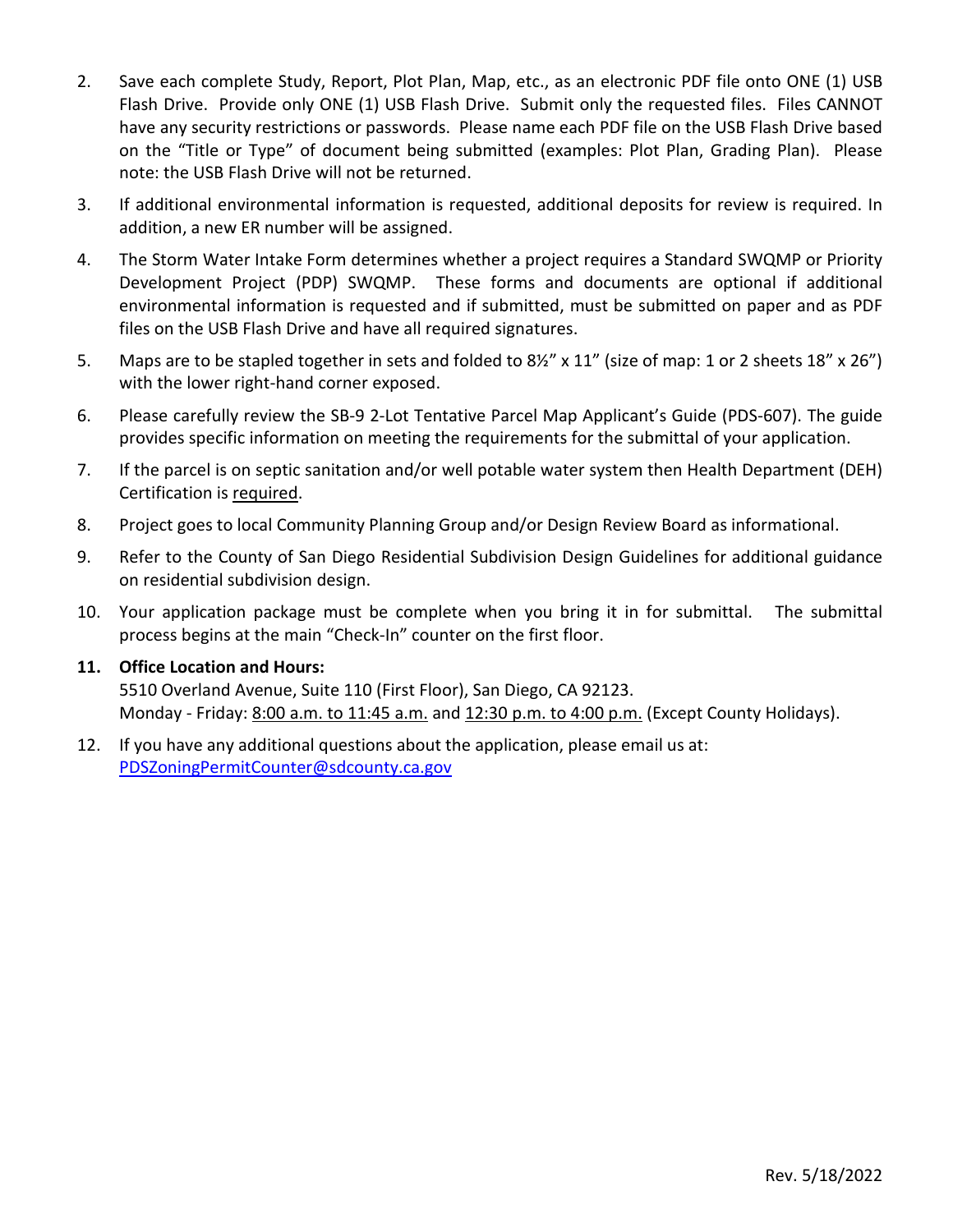2. Save each complete Study, Report, Plot Plan, Map, etc., as an electronic PDF file onto ONE (1) USB Flash Drive. Provide only ONE (1) USB Flash Drive. Submit only the requested files. Files CANNOT have any security restrictions or passwords. Please name each PDF file on the USB Flash Drive based on the "Title or Type" of document being submitted (examples: Plot Plan, Grading Plan). Please note: the USB Flash Drive will not be returned.
3. If additional environmental information is requested, additional deposits for review is required. In addition, a new ER number will be assigned.
4. The Storm Water Intake Form determines whether a project requires a Standard SWQMP or Priority Development Project (PDP) SWQMP. These forms and documents are optional if additional environmental information is requested and if submitted, must be submitted on paper and as PDF files on the USB Flash Drive and have all required signatures.
5. Maps are to be stapled together in sets and folded to 8½" x 11" (size of map: 1 or 2 sheets 18" x 26") with the lower right-hand corner exposed.
6. Please carefully review the SB-9 2-Lot Tentative Parcel Map Applicant's Guide (PDS-607). The guide provides specific information on meeting the requirements for the submittal of your application.
7. If the parcel is on septic sanitation and/or well potable water system then Health Department (DEH) Certification is required.
8. Project goes to local Community Planning Group and/or Design Review Board as informational.
9. Refer to the County of San Diego Residential Subdivision Design Guidelines for additional guidance on residential subdivision design.
10. Your application package must be complete when you bring it in for submittal. The submittal process begins at the main "Check-In" counter on the first floor.
11. **Office Location and Hours:**
    5510 Overland Avenue, Suite 110 (First Floor), San Diego, CA 92123.
    Monday - Friday: 8:00 a.m. to 11:45 a.m. and 12:30 p.m. to 4:00 p.m. (Except County Holidays).
12. If you have any additional questions about the application, please email us at:
    PDSZoningPermitCounter@sdcounty.ca.gov

Rev. 5/18/2022